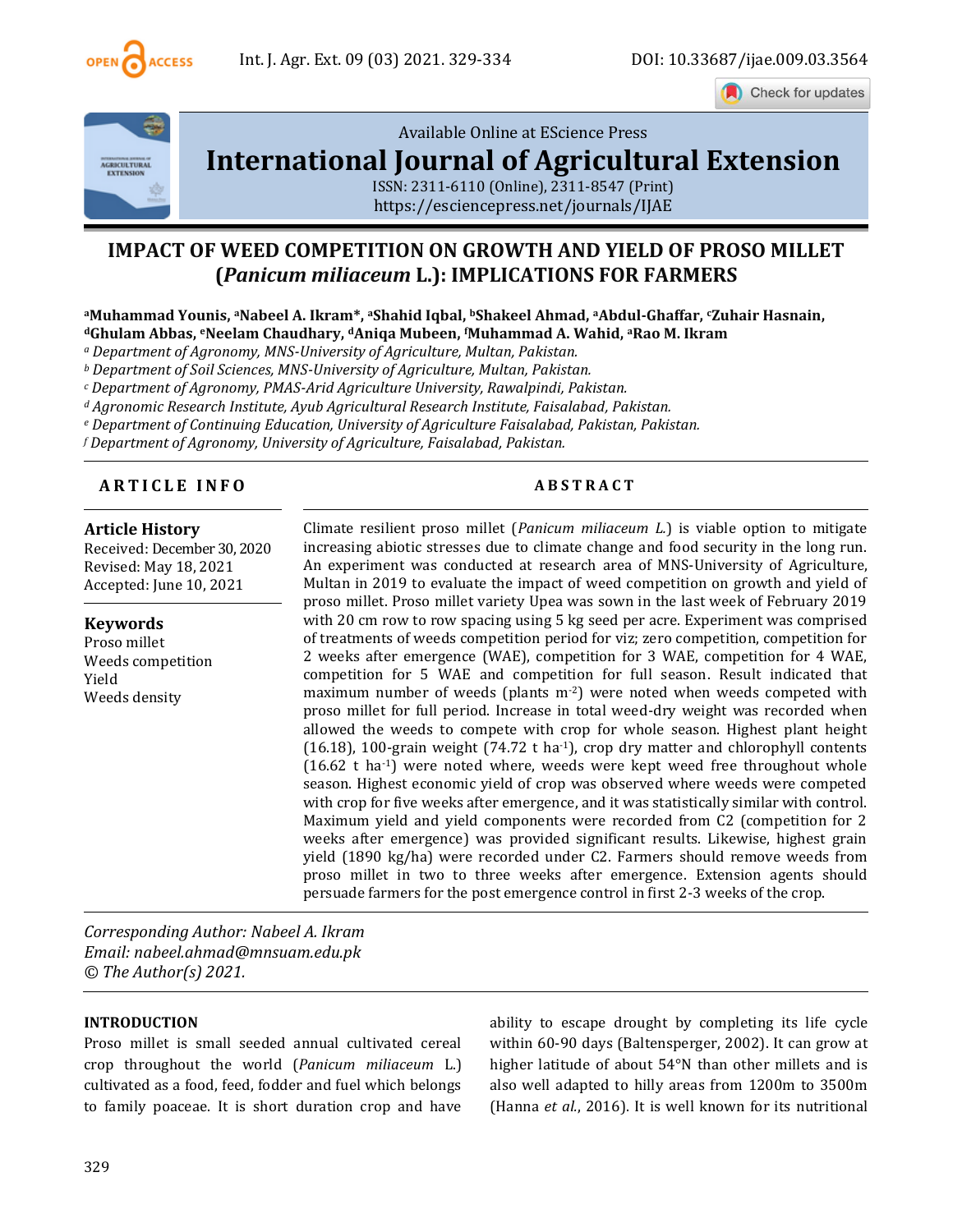Available Online at EScience Press

# International Journal of Agricultural Extension

ISSN: 2311-6110 (Online), 2311-8547 (Print)
https://esciencepress.net/journals/IJAE

# IMPACT OF WEED COMPETITION ON GROWTH AND YIELD OF PROSO MILLET (*Panicum miliaceum* L.): IMPLICATIONS FOR FARMERS

**[a]Muhammad Younis, [a]Nabeel A. Ikram\*, [a]Shahid Iqbal, [b]Shakeel Ahmad, [a]Abdul-Ghaffar, [c]Zuhair Hasnain, [d]Ghulam Abbas, [e]Neelam Chaudhary, [d]Aniqa Mubeen, [f]Muhammad A. Wahid, [a]Rao M. Ikram**

*[a] Department of Agronomy, MNS-University of Agriculture, Multan, Pakistan.*
*[b] Department of Soil Sciences, MNS-University of Agriculture, Multan, Pakistan.*
*[c] Department of Agronomy, PMAS-Arid Agriculture University, Rawalpindi, Pakistan.*
*[d] Agronomic Research Institute, Ayub Agricultural Research Institute, Faisalabad, Pakistan.*
*[e] Department of Continuing Education, University of Agriculture Faisalabad, Pakistan, Pakistan.*
*[f] Department of Agronomy, University of Agriculture, Faisalabad, Pakistan.*

## ARTICLE INFO

**Article History**
Received: December 30, 2020
Revised: May 18, 2021
Accepted: June 10, 2021

**Keywords**
Proso millet
Weeds competition
Yield
Weeds density

## ABSTRACT

Climate resilient proso millet (*Panicum miliaceum L.*) is viable option to mitigate increasing abiotic stresses due to climate change and food security in the long run. An experiment was conducted at research area of MNS-University of Agriculture, Multan in 2019 to evaluate the impact of weed competition on growth and yield of proso millet. Proso millet variety Upea was sown in the last week of February 2019 with 20 cm row to row spacing using 5 kg seed per acre. Experiment was comprised of treatments of weeds competition period for viz; zero competition, competition for 2 weeks after emergence (WAE), competition for 3 WAE, competition for 4 WAE, competition for 5 WAE and competition for full season. Result indicated that maximum number of weeds (plants $m^{-2}$) were noted when weeds competed with proso millet for full period. Increase in total weed-dry weight was recorded when allowed the weeds to compete with crop for whole season. Highest plant height (16.18), 100-grain weight (74.72 t $ha^{-1}$), crop dry matter and chlorophyll contents (16.62 t $ha^{-1}$) were noted where, weeds were kept weed free throughout whole season. Highest economic yield of crop was observed where weeds were competed with crop for five weeks after emergence, and it was statistically similar with control. Maximum yield and yield components were recorded from C2 (competition for 2 weeks after emergence) was provided significant results. Likewise, highest grain yield (1890 kg/ha) were recorded under C2. Farmers should remove weeds from proso millet in two to three weeks after emergence. Extension agents should persuade farmers for the post emergence control in first 2-3 weeks of the crop.

*Corresponding Author: Nabeel A. Ikram*
*Email: nabeel.ahmad@mnsuam.edu.pk*
*© The Author(s) 2021.*

## INTRODUCTION

Proso millet is small seeded annual cultivated cereal crop throughout the world (*Panicum miliaceum* L.) cultivated as a food, feed, fodder and fuel which belongs to family poaceae. It is short duration crop and have ability to escape drought by completing its life cycle within 60-90 days (Baltensperger, 2002). It can grow at higher latitude of about 54°N than other millets and is also well adapted to hilly areas from 1200m to 3500m (Hanna *et al.*, 2016). It is well known for its nutritional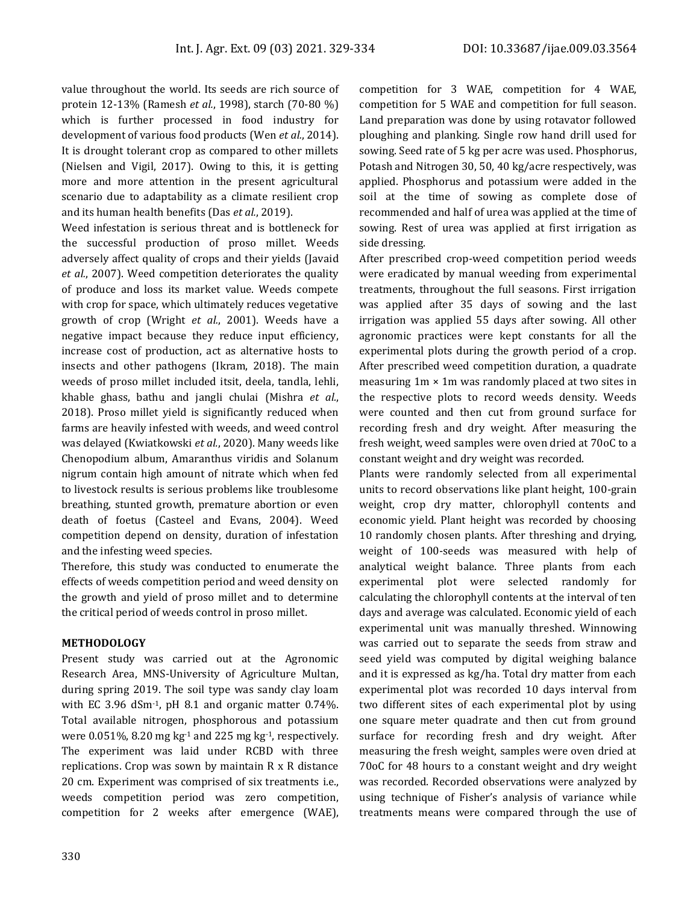value throughout the world. Its seeds are rich source of protein 12-13% (Ramesh *et al.*, 1998), starch (70-80 %) which is further processed in food industry for development of various food products (Wen *et al.*, 2014). It is drought tolerant crop as compared to other millets (Nielsen and Vigil, 2017). Owing to this, it is getting more and more attention in the present agricultural scenario due to adaptability as a climate resilient crop and its human health benefits (Das *et al.*, 2019).

Weed infestation is serious threat and is bottleneck for the successful production of proso millet. Weeds adversely affect quality of crops and their yields (Javaid *et al.*, 2007). Weed competition deteriorates the quality of produce and loss its market value. Weeds compete with crop for space, which ultimately reduces vegetative growth of crop (Wright *et al.*, 2001). Weeds have a negative impact because they reduce input efficiency, increase cost of production, act as alternative hosts to insects and other pathogens (Ikram, 2018). The main weeds of proso millet included itsit, deela, tandla, lehli, khable ghass, bathu and jangli chulai (Mishra *et al.*, 2018). Proso millet yield is significantly reduced when farms are heavily infested with weeds, and weed control was delayed (Kwiatkowski *et al.*, 2020). Many weeds like Chenopodium album, Amaranthus viridis and Solanum nigrum contain high amount of nitrate which when fed to livestock results is serious problems like troublesome breathing, stunted growth, premature abortion or even death of foetus (Casteel and Evans, 2004). Weed competition depend on density, duration of infestation and the infesting weed species.

Therefore, this study was conducted to enumerate the effects of weeds competition period and weed density on the growth and yield of proso millet and to determine the critical period of weeds control in proso millet.

## METHODOLOGY

Present study was carried out at the Agronomic Research Area, MNS-University of Agriculture Multan, during spring 2019. The soil type was sandy clay loam with EC 3.96 $dSm^{-1}$, pH 8.1 and organic matter 0.74%. Total available nitrogen, phosphorous and potassium were 0.051%, 8.20 mg $kg^{-1}$ and 225 mg $kg^{-1}$, respectively. The experiment was laid under RCBD with three replications. Crop was sown by maintain R x R distance 20 cm. Experiment was comprised of six treatments i.e., weeds competition period was zero competition, competition for 2 weeks after emergence (WAE), competition for 3 WAE, competition for 4 WAE, competition for 5 WAE and competition for full season. Land preparation was done by using rotavator followed ploughing and planking. Single row hand drill used for sowing. Seed rate of 5 kg per acre was used. Phosphorus, Potash and Nitrogen 30, 50, 40 kg/acre respectively, was applied. Phosphorus and potassium were added in the soil at the time of sowing as complete dose of recommended and half of urea was applied at the time of sowing. Rest of urea was applied at first irrigation as side dressing.

After prescribed crop-weed competition period weeds were eradicated by manual weeding from experimental treatments, throughout the full seasons. First irrigation was applied after 35 days of sowing and the last irrigation was applied 55 days after sowing. All other agronomic practices were kept constants for all the experimental plots during the growth period of a crop. After prescribed weed competition duration, a quadrate measuring 1m × 1m was randomly placed at two sites in the respective plots to record weeds density. Weeds were counted and then cut from ground surface for recording fresh and dry weight. After measuring the fresh weight, weed samples were oven dried at 70oC to a constant weight and dry weight was recorded.

Plants were randomly selected from all experimental units to record observations like plant height, 100-grain weight, crop dry matter, chlorophyll contents and economic yield. Plant height was recorded by choosing 10 randomly chosen plants. After threshing and drying, weight of 100-seeds was measured with help of analytical weight balance. Three plants from each experimental plot were selected randomly for calculating the chlorophyll contents at the interval of ten days and average was calculated. Economic yield of each experimental unit was manually threshed. Winnowing was carried out to separate the seeds from straw and seed yield was computed by digital weighing balance and it is expressed as kg/ha. Total dry matter from each experimental plot was recorded 10 days interval from two different sites of each experimental plot by using one square meter quadrate and then cut from ground surface for recording fresh and dry weight. After measuring the fresh weight, samples were oven dried at 70oC for 48 hours to a constant weight and dry weight was recorded. Recorded observations were analyzed by using technique of Fisher's analysis of variance while treatments means were compared through the use of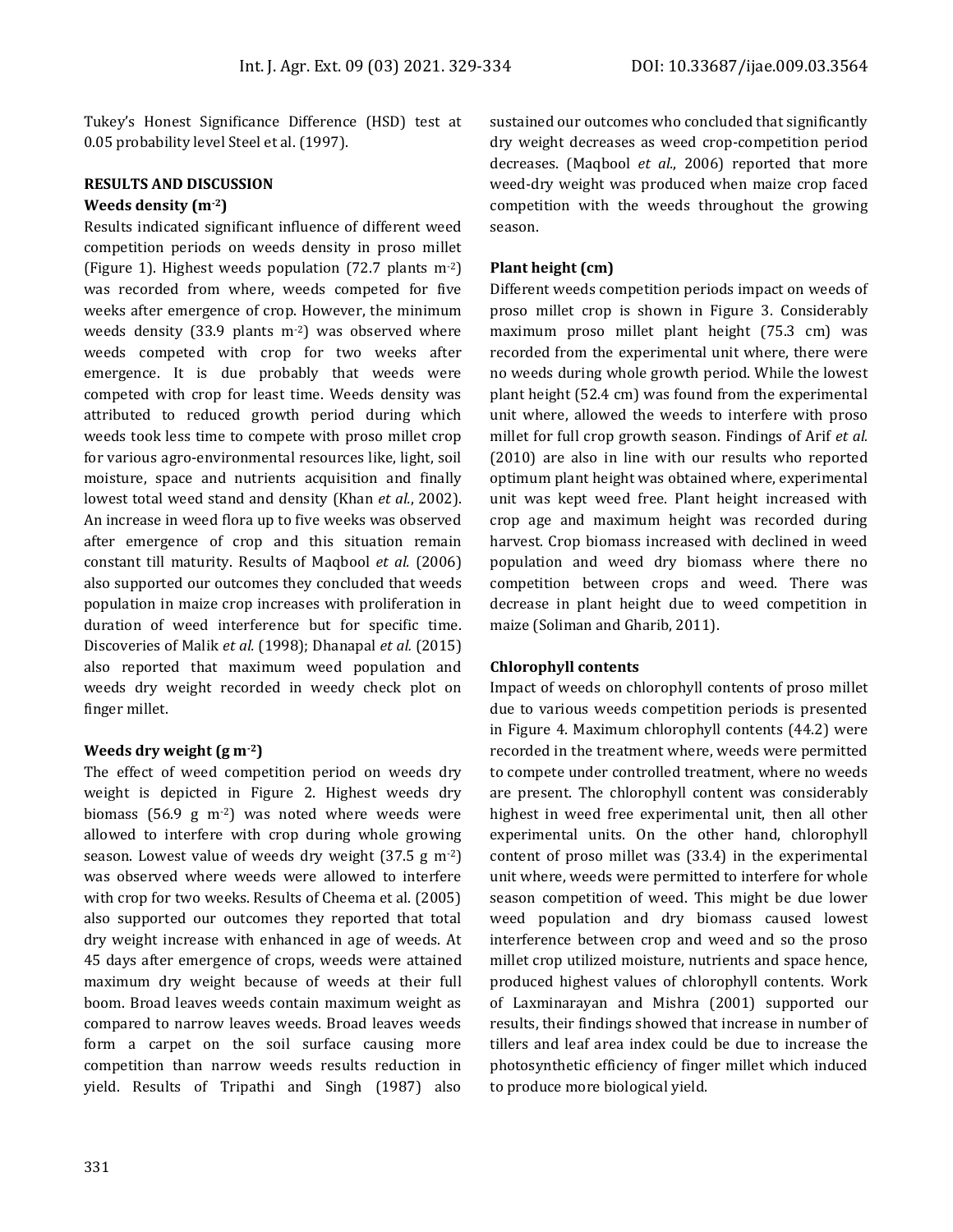Tukey's Honest Significance Difference (HSD) test at 0.05 probability level Steel et al. (1997).

## RESULTS AND DISCUSSION

### Weeds density ($m^{-2}$)

Results indicated significant influence of different weed competition periods on weeds density in proso millet (Figure 1). Highest weeds population (72.7 plants $m^{-2}$) was recorded from where, weeds competed for five weeks after emergence of crop. However, the minimum weeds density (33.9 plants $m^{-2}$) was observed where weeds competed with crop for two weeks after emergence. It is due probably that weeds were competed with crop for least time. Weeds density was attributed to reduced growth period during which weeds took less time to compete with proso millet crop for various agro-environmental resources like, light, soil moisture, space and nutrients acquisition and finally lowest total weed stand and density (Khan *et al.*, 2002). An increase in weed flora up to five weeks was observed after emergence of crop and this situation remain constant till maturity. Results of Maqbool *et al.* (2006) also supported our outcomes they concluded that weeds population in maize crop increases with proliferation in duration of weed interference but for specific time. Discoveries of Malik *et al.* (1998); Dhanapal *et al.* (2015) also reported that maximum weed population and weeds dry weight recorded in weedy check plot on finger millet.

### Weeds dry weight (g $m^{-2}$)

The effect of weed competition period on weeds dry weight is depicted in Figure 2. Highest weeds dry biomass (56.9 g $m^{-2}$) was noted where weeds were allowed to interfere with crop during whole growing season. Lowest value of weeds dry weight (37.5 g $m^{-2}$) was observed where weeds were allowed to interfere with crop for two weeks. Results of Cheema et al. (2005) also supported our outcomes they reported that total dry weight increase with enhanced in age of weeds. At 45 days after emergence of crops, weeds were attained maximum dry weight because of weeds at their full boom. Broad leaves weeds contain maximum weight as compared to narrow leaves weeds. Broad leaves weeds form a carpet on the soil surface causing more competition than narrow weeds results reduction in yield. Results of Tripathi and Singh (1987) also sustained our outcomes who concluded that significantly dry weight decreases as weed crop-competition period decreases. (Maqbool *et al.*, 2006) reported that more weed-dry weight was produced when maize crop faced competition with the weeds throughout the growing season.

### Plant height (cm)

Different weeds competition periods impact on weeds of proso millet crop is shown in Figure 3. Considerably maximum proso millet plant height (75.3 cm) was recorded from the experimental unit where, there were no weeds during whole growth period. While the lowest plant height (52.4 cm) was found from the experimental unit where, allowed the weeds to interfere with proso millet for full crop growth season. Findings of Arif *et al.* (2010) are also in line with our results who reported optimum plant height was obtained where, experimental unit was kept weed free. Plant height increased with crop age and maximum height was recorded during harvest. Crop biomass increased with declined in weed population and weed dry biomass where there no competition between crops and weed. There was decrease in plant height due to weed competition in maize (Soliman and Gharib, 2011).

### Chlorophyll contents

Impact of weeds on chlorophyll contents of proso millet due to various weeds competition periods is presented in Figure 4. Maximum chlorophyll contents (44.2) were recorded in the treatment where, weeds were permitted to compete under controlled treatment, where no weeds are present. The chlorophyll content was considerably highest in weed free experimental unit, then all other experimental units. On the other hand, chlorophyll content of proso millet was (33.4) in the experimental unit where, weeds were permitted to interfere for whole season competition of weed. This might be due lower weed population and dry biomass caused lowest interference between crop and weed and so the proso millet crop utilized moisture, nutrients and space hence, produced highest values of chlorophyll contents. Work of Laxminarayan and Mishra (2001) supported our results, their findings showed that increase in number of tillers and leaf area index could be due to increase the photosynthetic efficiency of finger millet which induced to produce more biological yield.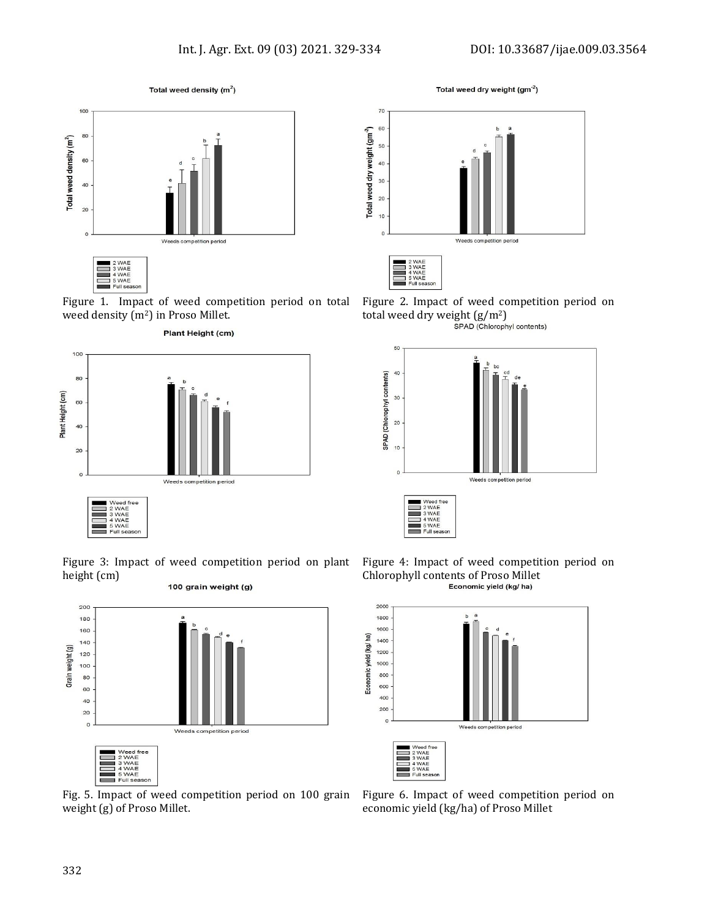Figure 1. Impact of weed competition period on total weed density ($m^2$) in Proso Millet.

Figure 2. Impact of weed competition period on total weed dry weight ($g/m^2$)

Figure 3: Impact of weed competition period on plant height (cm)

Figure 4: Impact of weed competition period on Chlorophyll contents of Proso Millet

Fig. 5. Impact of weed competition period on 100 grain weight (g) of Proso Millet.

Figure 6. Impact of weed competition period on economic yield (kg/ha) of Proso Millet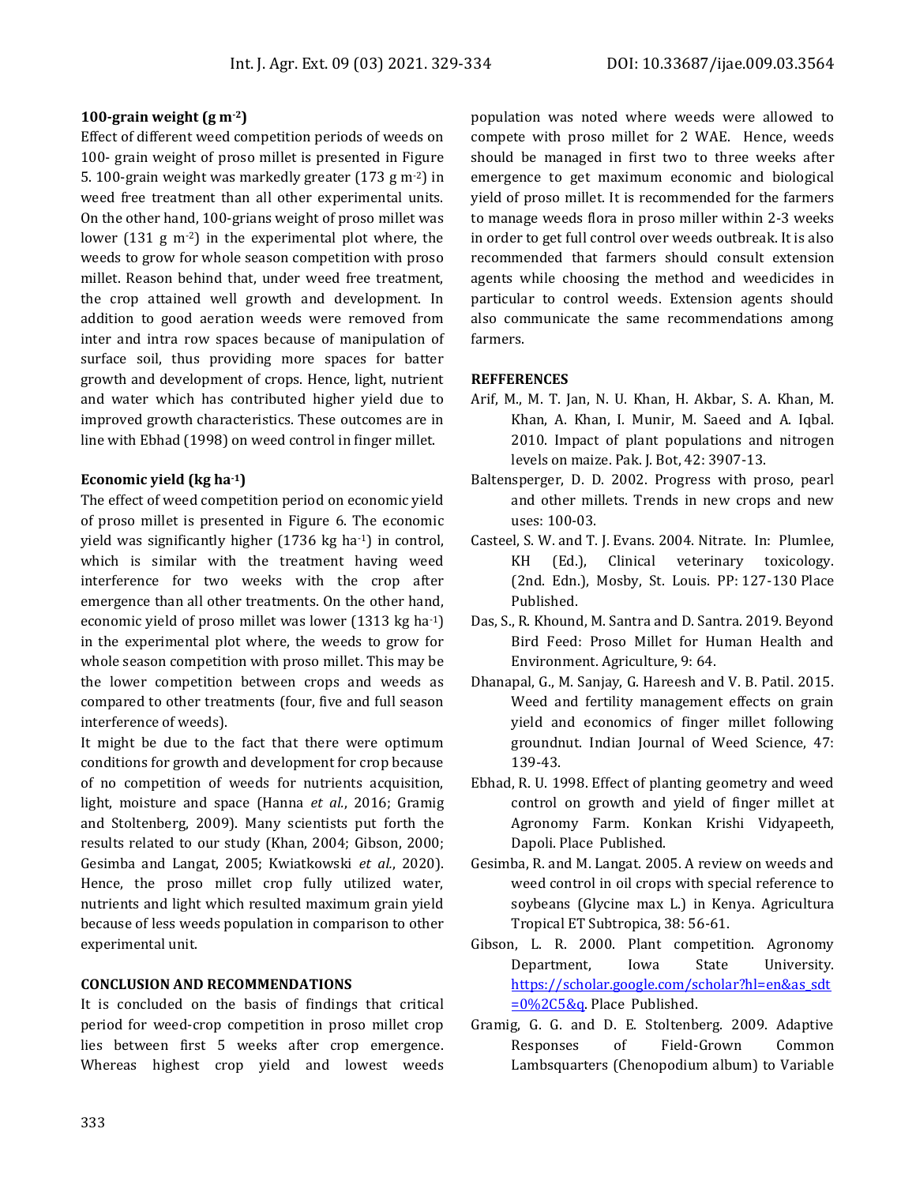### 100-grain weight (g $m^{-2}$)

Effect of different weed competition periods of weeds on 100- grain weight of proso millet is presented in Figure 5. 100-grain weight was markedly greater (173 g $m^{-2}$) in weed free treatment than all other experimental units. On the other hand, 100-grians weight of proso millet was lower (131 g $m^{-2}$) in the experimental plot where, the weeds to grow for whole season competition with proso millet. Reason behind that, under weed free treatment, the crop attained well growth and development. In addition to good aeration weeds were removed from inter and intra row spaces because of manipulation of surface soil, thus providing more spaces for batter growth and development of crops. Hence, light, nutrient and water which has contributed higher yield due to improved growth characteristics. These outcomes are in line with Ebhad (1998) on weed control in finger millet.

### Economic yield (kg $ha^{-1}$)

The effect of weed competition period on economic yield of proso millet is presented in Figure 6. The economic yield was significantly higher (1736 kg $ha^{-1}$) in control, which is similar with the treatment having weed interference for two weeks with the crop after emergence than all other treatments. On the other hand, economic yield of proso millet was lower (1313 kg $ha^{-1}$) in the experimental plot where, the weeds to grow for whole season competition with proso millet. This may be the lower competition between crops and weeds as compared to other treatments (four, five and full season interference of weeds).

It might be due to the fact that there were optimum conditions for growth and development for crop because of no competition of weeds for nutrients acquisition, light, moisture and space (Hanna *et al.*, 2016; Gramig and Stoltenberg, 2009). Many scientists put forth the results related to our study (Khan, 2004; Gibson, 2000; Gesimba and Langat, 2005; Kwiatkowski *et al.*, 2020). Hence, the proso millet crop fully utilized water, nutrients and light which resulted maximum grain yield because of less weeds population in comparison to other experimental unit.

## CONCLUSION AND RECOMMENDATIONS

It is concluded on the basis of findings that critical period for weed-crop competition in proso millet crop lies between first 5 weeks after crop emergence. Whereas highest crop yield and lowest weeds population was noted where weeds were allowed to compete with proso millet for 2 WAE. Hence, weeds should be managed in first two to three weeks after emergence to get maximum economic and biological yield of proso millet. It is recommended for the farmers to manage weeds flora in proso miller within 2-3 weeks in order to get full control over weeds outbreak. It is also recommended that farmers should consult extension agents while choosing the method and weedicides in particular to control weeds. Extension agents should also communicate the same recommendations among farmers.

## REFFERENCES

Arif, M., M. T. Jan, N. U. Khan, H. Akbar, S. A. Khan, M. Khan, A. Khan, I. Munir, M. Saeed and A. Iqbal. 2010. Impact of plant populations and nitrogen levels on maize. Pak. J. Bot, 42: 3907-13.

Baltensperger, D. D. 2002. Progress with proso, pearl and other millets. Trends in new crops and new uses: 100-03.

Casteel, S. W. and T. J. Evans. 2004. Nitrate. In: Plumlee, KH (Ed.), Clinical veterinary toxicology. (2nd. Edn.), Mosby, St. Louis. PP: 127-130 Place Published.

Das, S., R. Khound, M. Santra and D. Santra. 2019. Beyond Bird Feed: Proso Millet for Human Health and Environment. Agriculture, 9: 64.

Dhanapal, G., M. Sanjay, G. Hareesh and V. B. Patil. 2015. Weed and fertility management effects on grain yield and economics of finger millet following groundnut. Indian Journal of Weed Science, 47: 139-43.

Ebhad, R. U. 1998. Effect of planting geometry and weed control on growth and yield of finger millet at Agronomy Farm. Konkan Krishi Vidyapeeth, Dapoli. Place Published.

Gesimba, R. and M. Langat. 2005. A review on weeds and weed control in oil crops with special reference to soybeans (Glycine max L.) in Kenya. Agricultura Tropical ET Subtropica, 38: 56-61.

Gibson, L. R. 2000. Plant competition. Agronomy Department, Iowa State University. https://scholar.google.com/scholar?hl=en&as_sdt=0%2C5&q. Place Published.

Gramig, G. G. and D. E. Stoltenberg. 2009. Adaptive Responses of Field-Grown Common Lambsquarters (Chenopodium album) to Variable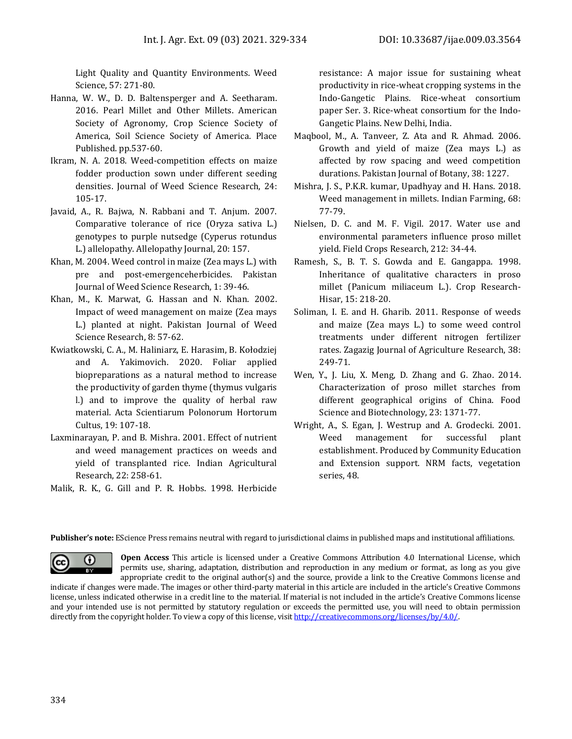Light Quality and Quantity Environments. Weed Science, 57: 271-80.

Hanna, W. W., D. D. Baltensperger and A. Seetharam. 2016. Pearl Millet and Other Millets. American Society of Agronomy, Crop Science Society of America, Soil Science Society of America. Place Published. pp.537-60.

Ikram, N. A. 2018. Weed-competition effects on maize fodder production sown under different seeding densities. Journal of Weed Science Research, 24: 105-17.

Javaid, A., R. Bajwa, N. Rabbani and T. Anjum. 2007. Comparative tolerance of rice (Oryza sativa L.) genotypes to purple nutsedge (Cyperus rotundus L.) allelopathy. Allelopathy Journal, 20: 157.

Khan, M. 2004. Weed control in maize (Zea mays L.) with pre and post-emergenceherbicides. Pakistan Journal of Weed Science Research, 1: 39-46.

Khan, M., K. Marwat, G. Hassan and N. Khan. 2002. Impact of weed management on maize (Zea mays L.) planted at night. Pakistan Journal of Weed Science Research, 8: 57-62.

Kwiatkowski, C. A., M. Haliniarz, E. Harasim, B. Kołodziej and A. Yakimovich. 2020. Foliar applied biopreparations as a natural method to increase the productivity of garden thyme (thymus vulgaris l.) and to improve the quality of herbal raw material. Acta Scientiarum Polonorum Hortorum Cultus, 19: 107-18.

Laxminarayan, P. and B. Mishra. 2001. Effect of nutrient and weed management practices on weeds and yield of transplanted rice. Indian Agricultural Research, 22: 258-61.

Malik, R. K., G. Gill and P. R. Hobbs. 1998. Herbicide resistance: A major issue for sustaining wheat productivity in rice-wheat cropping systems in the Indo-Gangetic Plains. Rice-wheat consortium paper Ser. 3. Rice-wheat consortium for the Indo-Gangetic Plains. New Delhi, India.

Maqbool, M., A. Tanveer, Z. Ata and R. Ahmad. 2006. Growth and yield of maize (Zea mays L.) as affected by row spacing and weed competition durations. Pakistan Journal of Botany, 38: 1227.

Mishra, J. S., P.K.R. kumar, Upadhyay and H. Hans. 2018. Weed management in millets. Indian Farming, 68: 77-79.

Nielsen, D. C. and M. F. Vigil. 2017. Water use and environmental parameters influence proso millet yield. Field Crops Research, 212: 34-44.

Ramesh, S., B. T. S. Gowda and E. Gangappa. 1998. Inheritance of qualitative characters in proso millet (Panicum miliaceum L.). Crop Research-Hisar, 15: 218-20.

Soliman, I. E. and H. Gharib. 2011. Response of weeds and maize (Zea mays L.) to some weed control treatments under different nitrogen fertilizer rates. Zagazig Journal of Agriculture Research, 38: 249-71.

Wen, Y., J. Liu, X. Meng, D. Zhang and G. Zhao. 2014. Characterization of proso millet starches from different geographical origins of China. Food Science and Biotechnology, 23: 1371-77.

Wright, A., S. Egan, J. Westrup and A. Grodecki. 2001. Weed management for successful plant establishment. Produced by Community Education and Extension support. NRM facts, vegetation series, 48.

**Publisher's note:** EScience Press remains neutral with regard to jurisdictional claims in published maps and institutional affiliations.

**Open Access** This article is licensed under a Creative Commons Attribution 4.0 International License, which permits use, sharing, adaptation, distribution and reproduction in any medium or format, as long as you give appropriate credit to the original author(s) and the source, provide a link to the Creative Commons license and indicate if changes were made. The images or other third-party material in this article are included in the article's Creative Commons license, unless indicated otherwise in a credit line to the material. If material is not included in the article's Creative Commons license and your intended use is not permitted by statutory regulation or exceeds the permitted use, you will need to obtain permission directly from the copyright holder. To view a copy of this license, visit http://creativecommons.org/licenses/by/4.0/.